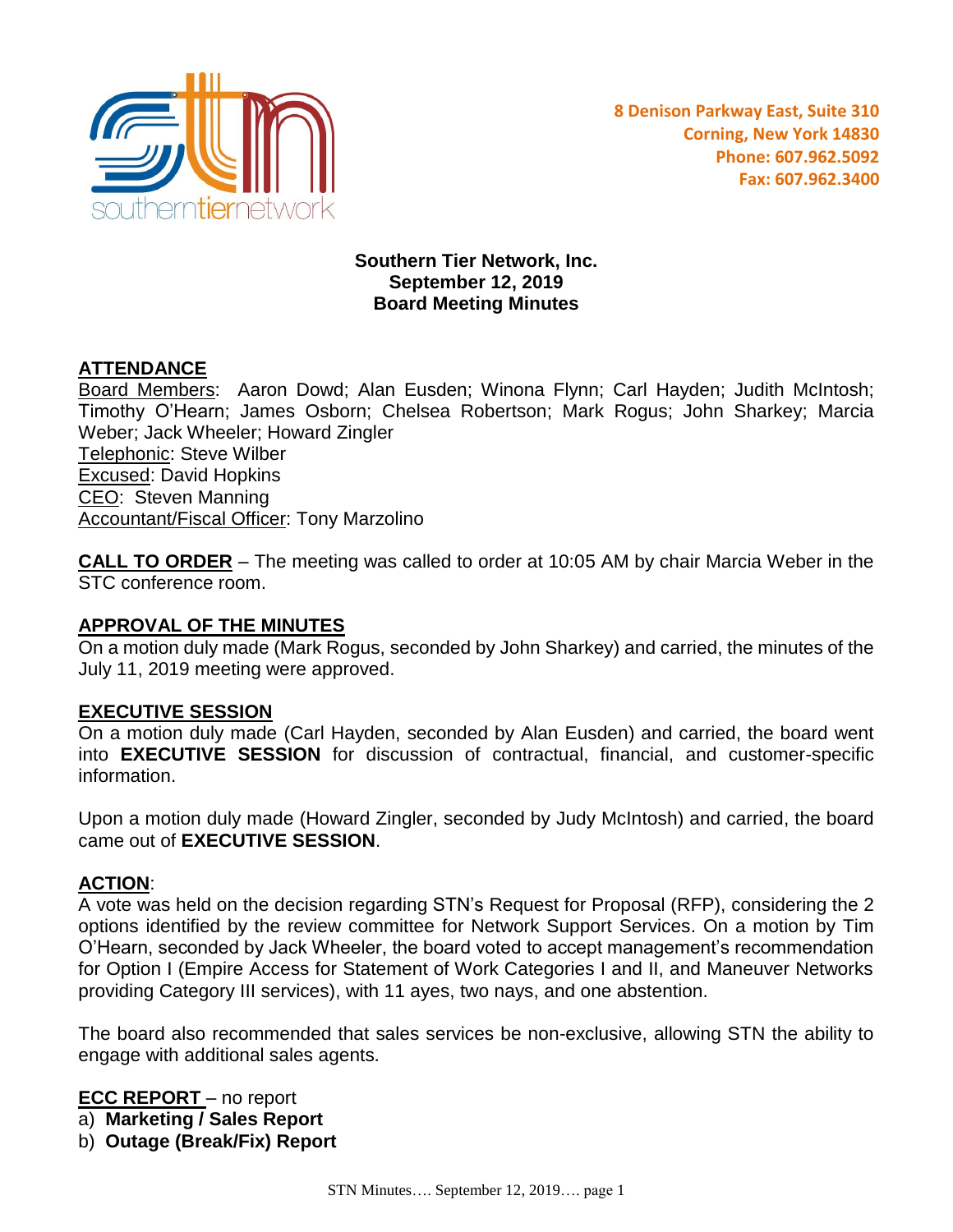southerntiernetwork

**8 Denison Parkway East, Suite 310**
**Corning, New York 14830**
**Phone: 607.962.5092**
**Fax: 607.962.3400**

# Southern Tier Network, Inc.
## September 12, 2019
## Board Meeting Minutes

**ATTENDANCE**

Board Members: Aaron Dowd; Alan Eusden; Winona Flynn; Carl Hayden; Judith McIntosh; Timothy O'Hearn; James Osborn; Chelsea Robertson; Mark Rogus; John Sharkey; Marcia Weber; Jack Wheeler; Howard Zingler
Telephonic: Steve Wilber
Excused: David Hopkins
CEO: Steven Manning
Accountant/Fiscal Officer: Tony Marzolino

**CALL TO ORDER** – The meeting was called to order at 10:05 AM by chair Marcia Weber in the STC conference room.

**APPROVAL OF THE MINUTES**

On a motion duly made (Mark Rogus, seconded by John Sharkey) and carried, the minutes of the July 11, 2019 meeting were approved.

**EXECUTIVE SESSION**

On a motion duly made (Carl Hayden, seconded by Alan Eusden) and carried, the board went into **EXECUTIVE SESSION** for discussion of contractual, financial, and customer-specific information.

Upon a motion duly made (Howard Zingler, seconded by Judy McIntosh) and carried, the board came out of **EXECUTIVE SESSION**.

**ACTION**:

A vote was held on the decision regarding STN's Request for Proposal (RFP), considering the 2 options identified by the review committee for Network Support Services. On a motion by Tim O'Hearn, seconded by Jack Wheeler, the board voted to accept management's recommendation for Option I (Empire Access for Statement of Work Categories I and II, and Maneuver Networks providing Category III services), with 11 ayes, two nays, and one abstention.

The board also recommended that sales services be non-exclusive, allowing STN the ability to engage with additional sales agents.

**ECC REPORT** – no report

a) **Marketing / Sales Report**
b) **Outage (Break/Fix) Report**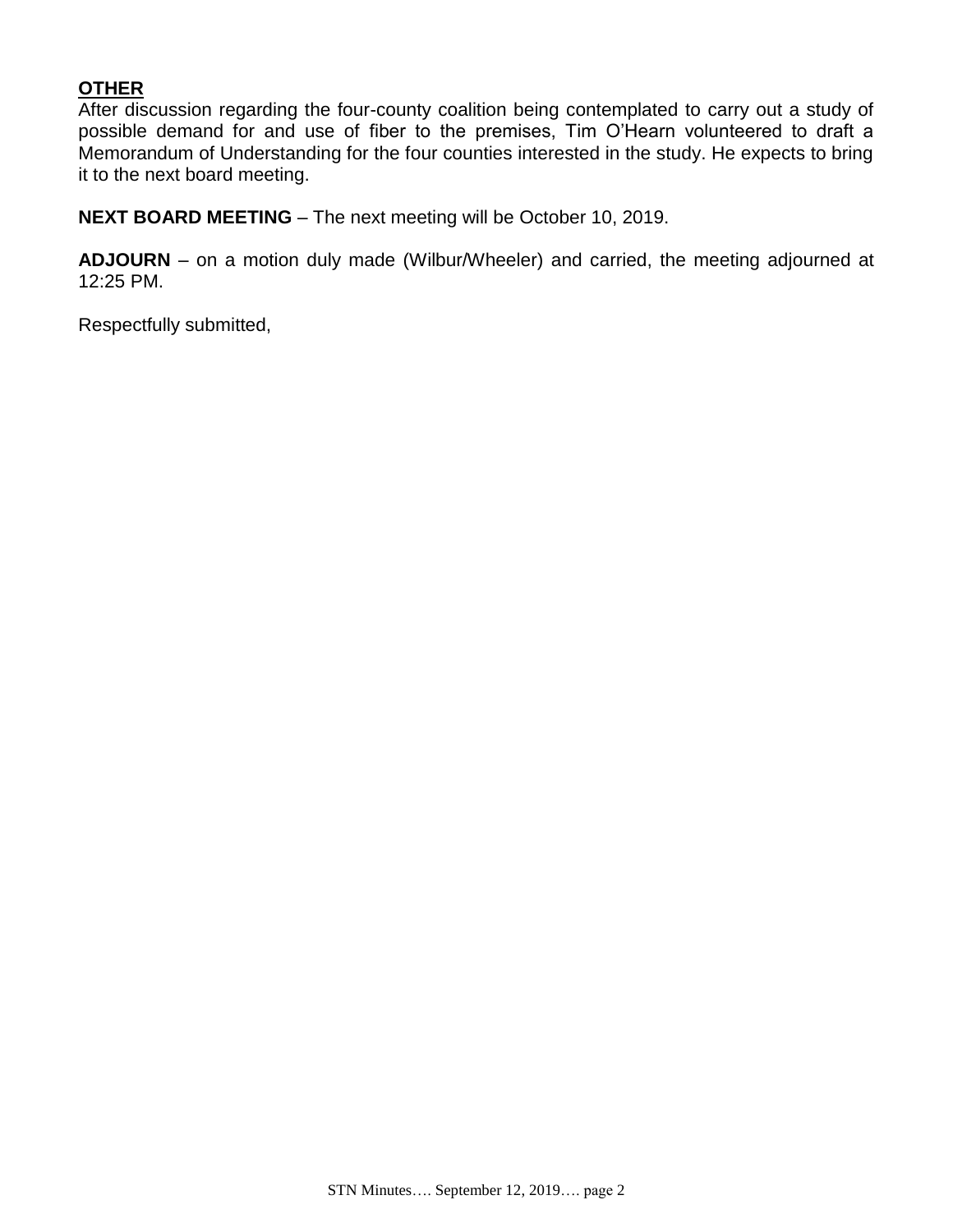**OTHER**

After discussion regarding the four-county coalition being contemplated to carry out a study of possible demand for and use of fiber to the premises, Tim O'Hearn volunteered to draft a Memorandum of Understanding for the four counties interested in the study. He expects to bring it to the next board meeting.

**NEXT BOARD MEETING** – The next meeting will be October 10, 2019.

**ADJOURN** – on a motion duly made (Wilbur/Wheeler) and carried, the meeting adjourned at 12:25 PM.

Respectfully submitted,